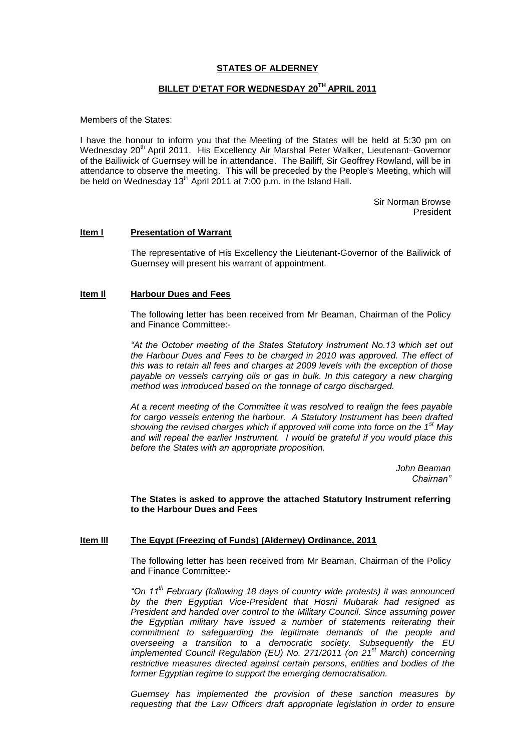# STATES OF ALDERNEY

## BILLET D'ETAT FOR WEDNESDAY 20TH APRIL 2011

Members of the States:

I have the honour to inform you that the Meeting of the States will be held at 5:30 pm on Wednesday 20th April 2011. His Excellency Air Marshal Peter Walker, Lieutenant–Governor of the Bailiwick of Guernsey will be in attendance. The Bailiff, Sir Geoffrey Rowland, will be in attendance to observe the meeting. This will be preceded by the People's Meeting, which will be held on Wednesday 13th April 2011 at 7:00 p.m. in the Island Hall.

Sir Norman Browse
President

### Item l **Presentation of Warrant**

The representative of His Excellency the Lieutenant-Governor of the Bailiwick of Guernsey will present his warrant of appointment.

### Item ll **Harbour Dues and Fees**

The following letter has been received from Mr Beaman, Chairman of the Policy and Finance Committee:-

*"At the October meeting of the States Statutory Instrument No.13 which set out the Harbour Dues and Fees to be charged in 2010 was approved. The effect of this was to retain all fees and charges at 2009 levels with the exception of those payable on vessels carrying oils or gas in bulk. In this category a new charging method was introduced based on the tonnage of cargo discharged.*

*At a recent meeting of the Committee it was resolved to realign the fees payable for cargo vessels entering the harbour. A Statutory Instrument has been drafted showing the revised charges which if approved will come into force on the 1st May and will repeal the earlier Instrument. I would be grateful if you would place this before the States with an appropriate proposition.*

*John Beaman*
*Chairnan"*

**The States is asked to approve the attached Statutory Instrument referring to the Harbour Dues and Fees**

### Item lll **The Egypt (Freezing of Funds) (Alderney) Ordinance, 2011**

The following letter has been received from Mr Beaman, Chairman of the Policy and Finance Committee:-

*"On 11th February (following 18 days of country wide protests) it was announced by the then Egyptian Vice-President that Hosni Mubarak had resigned as President and handed over control to the Military Council. Since assuming power the Egyptian military have issued a number of statements reiterating their commitment to safeguarding the legitimate demands of the people and overseeing a transition to a democratic society. Subsequently the EU implemented Council Regulation (EU) No. 271/2011 (on 21st March) concerning restrictive measures directed against certain persons, entities and bodies of the former Egyptian regime to support the emerging democratisation.*

*Guernsey has implemented the provision of these sanction measures by requesting that the Law Officers draft appropriate legislation in order to ensure*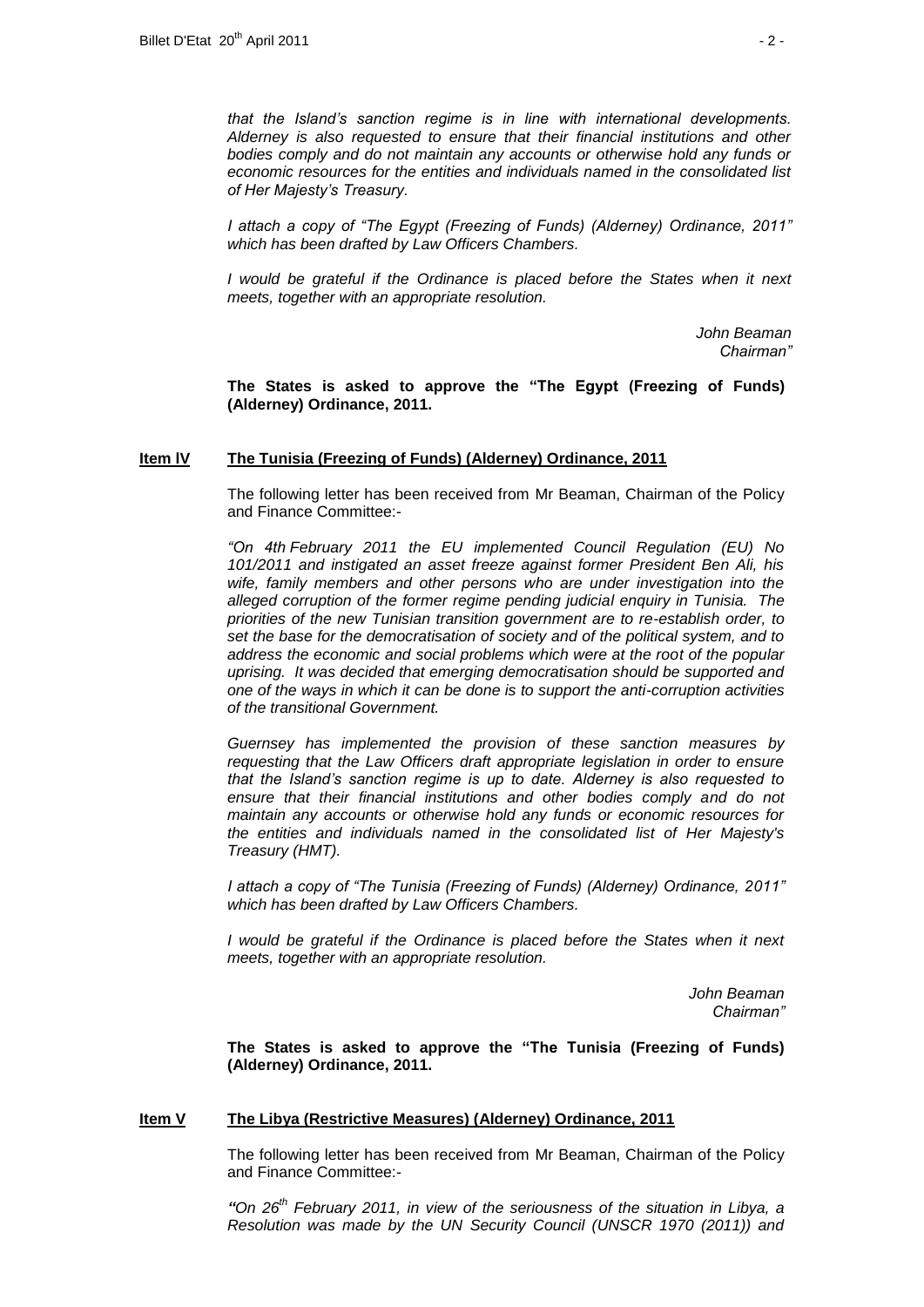*that the Island's sanction regime is in line with international developments. Alderney is also requested to ensure that their financial institutions and other bodies comply and do not maintain any accounts or otherwise hold any funds or economic resources for the entities and individuals named in the consolidated list of Her Majesty's Treasury.*

*I attach a copy of "The Egypt (Freezing of Funds) (Alderney) Ordinance, 2011" which has been drafted by Law Officers Chambers.*

*I would be grateful if the Ordinance is placed before the States when it next meets, together with an appropriate resolution.*

*John Beaman*
*Chairman"*

**The States is asked to approve the "The Egypt (Freezing of Funds) (Alderney) Ordinance, 2011.**

## Item IV The Tunisia (Freezing of Funds) (Alderney) Ordinance, 2011

The following letter has been received from Mr Beaman, Chairman of the Policy and Finance Committee:-

*"On 4th February 2011 the EU implemented Council Regulation (EU) No 101/2011 and instigated an asset freeze against former President Ben Ali, his wife, family members and other persons who are under investigation into the alleged corruption of the former regime pending judicial enquiry in Tunisia. The priorities of the new Tunisian transition government are to re-establish order, to set the base for the democratisation of society and of the political system, and to address the economic and social problems which were at the root of the popular uprising. It was decided that emerging democratisation should be supported and one of the ways in which it can be done is to support the anti-corruption activities of the transitional Government.*

*Guernsey has implemented the provision of these sanction measures by requesting that the Law Officers draft appropriate legislation in order to ensure that the Island's sanction regime is up to date. Alderney is also requested to ensure that their financial institutions and other bodies comply and do not maintain any accounts or otherwise hold any funds or economic resources for the entities and individuals named in the consolidated list of Her Majesty's Treasury (HMT).*

*I attach a copy of "The Tunisia (Freezing of Funds) (Alderney) Ordinance, 2011" which has been drafted by Law Officers Chambers.*

*I would be grateful if the Ordinance is placed before the States when it next meets, together with an appropriate resolution.*

*John Beaman*
*Chairman"*

**The States is asked to approve the "The Tunisia (Freezing of Funds) (Alderney) Ordinance, 2011.**

## Item V The Libya (Restrictive Measures) (Alderney) Ordinance, 2011

The following letter has been received from Mr Beaman, Chairman of the Policy and Finance Committee:-

*"On 26th February 2011, in view of the seriousness of the situation in Libya, a Resolution was made by the UN Security Council (UNSCR 1970 (2011)) and*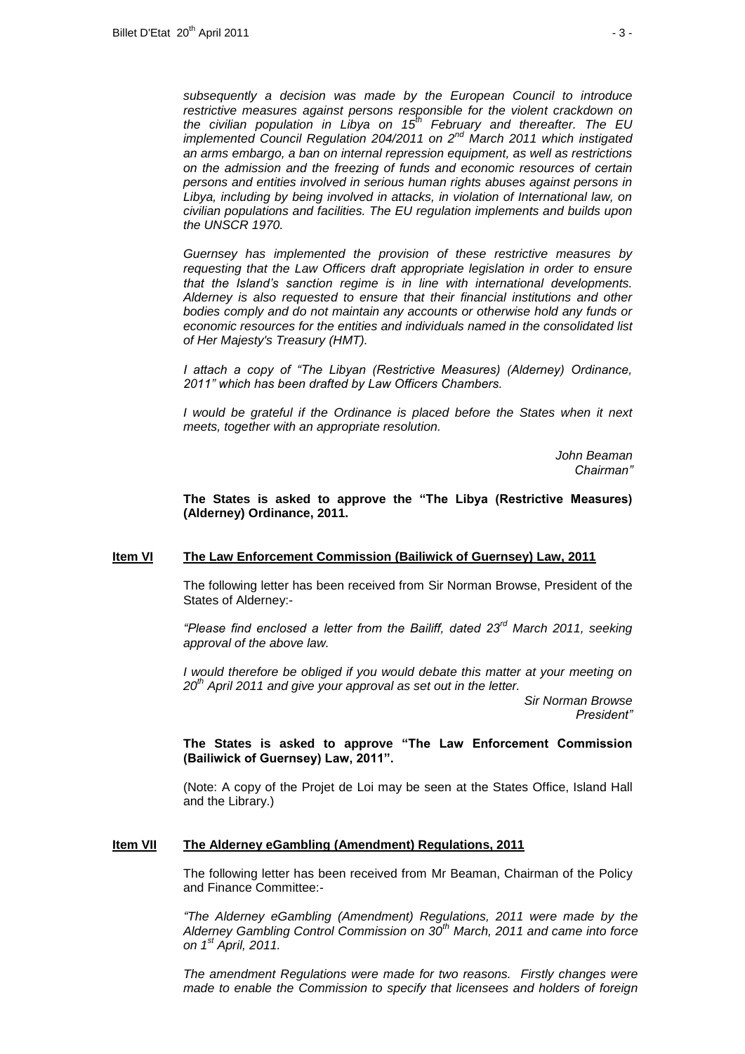*subsequently a decision was made by the European Council to introduce restrictive measures against persons responsible for the violent crackdown on the civilian population in Libya on 15th February and thereafter. The EU implemented Council Regulation 204/2011 on 2nd March 2011 which instigated an arms embargo, a ban on internal repression equipment, as well as restrictions on the admission and the freezing of funds and economic resources of certain persons and entities involved in serious human rights abuses against persons in Libya, including by being involved in attacks, in violation of International law, on civilian populations and facilities. The EU regulation implements and builds upon the UNSCR 1970.*

*Guernsey has implemented the provision of these restrictive measures by requesting that the Law Officers draft appropriate legislation in order to ensure that the Island's sanction regime is in line with international developments. Alderney is also requested to ensure that their financial institutions and other bodies comply and do not maintain any accounts or otherwise hold any funds or economic resources for the entities and individuals named in the consolidated list of Her Majesty's Treasury (HMT).*

*I attach a copy of "The Libyan (Restrictive Measures) (Alderney) Ordinance, 2011" which has been drafted by Law Officers Chambers.*

*I would be grateful if the Ordinance is placed before the States when it next meets, together with an appropriate resolution.*

*John Beaman*
*Chairman"*

**The States is asked to approve the "The Libya (Restrictive Measures) (Alderney) Ordinance, 2011.**

## Item VI The Law Enforcement Commission (Bailiwick of Guernsey) Law, 2011

The following letter has been received from Sir Norman Browse, President of the States of Alderney:-

*"Please find enclosed a letter from the Bailiff, dated 23rd March 2011, seeking approval of the above law.*

*I would therefore be obliged if you would debate this matter at your meeting on 20th April 2011 and give your approval as set out in the letter.*

*Sir Norman Browse*
*President"*

**The States is asked to approve "The Law Enforcement Commission (Bailiwick of Guernsey) Law, 2011".**

(Note: A copy of the Projet de Loi may be seen at the States Office, Island Hall and the Library.)

## Item VII The Alderney eGambling (Amendment) Regulations, 2011

The following letter has been received from Mr Beaman, Chairman of the Policy and Finance Committee:-

*"The Alderney eGambling (Amendment) Regulations, 2011 were made by the Alderney Gambling Control Commission on 30th March, 2011 and came into force on 1st April, 2011.*

*The amendment Regulations were made for two reasons. Firstly changes were made to enable the Commission to specify that licensees and holders of foreign*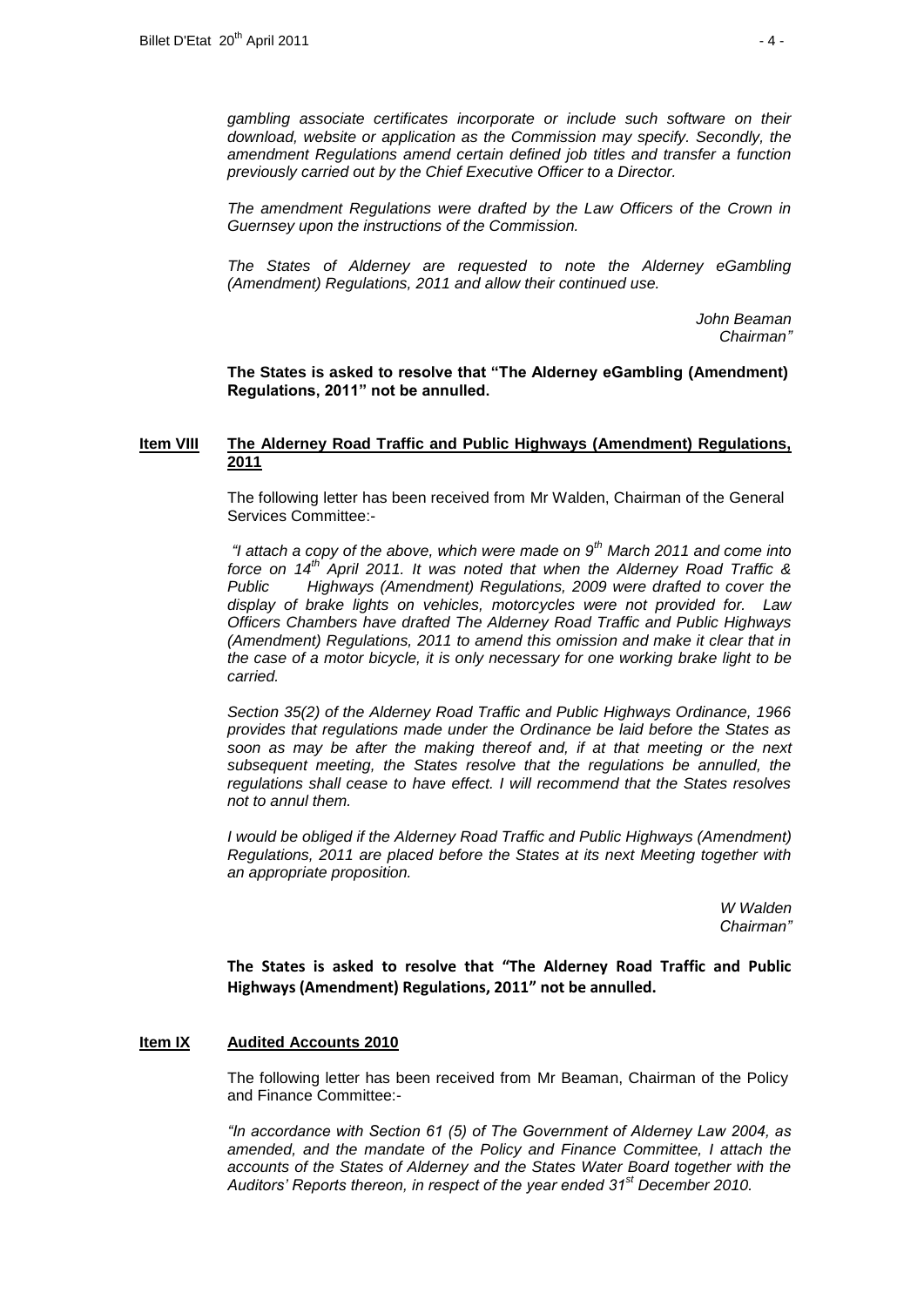*gambling associate certificates incorporate or include such software on their download, website or application as the Commission may specify. Secondly, the amendment Regulations amend certain defined job titles and transfer a function previously carried out by the Chief Executive Officer to a Director.*

*The amendment Regulations were drafted by the Law Officers of the Crown in Guernsey upon the instructions of the Commission.*

*The States of Alderney are requested to note the Alderney eGambling (Amendment) Regulations, 2011 and allow their continued use.*

*John Beaman*
*Chairman"*

**The States is asked to resolve that "The Alderney eGambling (Amendment) Regulations, 2011" not be annulled.**

**Item VIII** **The Alderney Road Traffic and Public Highways (Amendment) Regulations, 2011**

The following letter has been received from Mr Walden, Chairman of the General Services Committee:-

*"I attach a copy of the above, which were made on 9th March 2011 and come into force on 14th April 2011. It was noted that when the Alderney Road Traffic & Public Highways (Amendment) Regulations, 2009 were drafted to cover the display of brake lights on vehicles, motorcycles were not provided for. Law Officers Chambers have drafted The Alderney Road Traffic and Public Highways (Amendment) Regulations, 2011 to amend this omission and make it clear that in the case of a motor bicycle, it is only necessary for one working brake light to be carried.*

*Section 35(2) of the Alderney Road Traffic and Public Highways Ordinance, 1966 provides that regulations made under the Ordinance be laid before the States as soon as may be after the making thereof and, if at that meeting or the next subsequent meeting, the States resolve that the regulations be annulled, the regulations shall cease to have effect. I will recommend that the States resolves not to annul them.*

*I would be obliged if the Alderney Road Traffic and Public Highways (Amendment) Regulations, 2011 are placed before the States at its next Meeting together with an appropriate proposition.*

*W Walden*
*Chairman"*

**The States is asked to resolve that "The Alderney Road Traffic and Public Highways (Amendment) Regulations, 2011" not be annulled.**

**Item IX** **Audited Accounts 2010**

The following letter has been received from Mr Beaman, Chairman of the Policy and Finance Committee:-

*"In accordance with Section 61 (5) of The Government of Alderney Law 2004, as amended, and the mandate of the Policy and Finance Committee, I attach the accounts of the States of Alderney and the States Water Board together with the Auditors' Reports thereon, in respect of the year ended 31st December 2010.*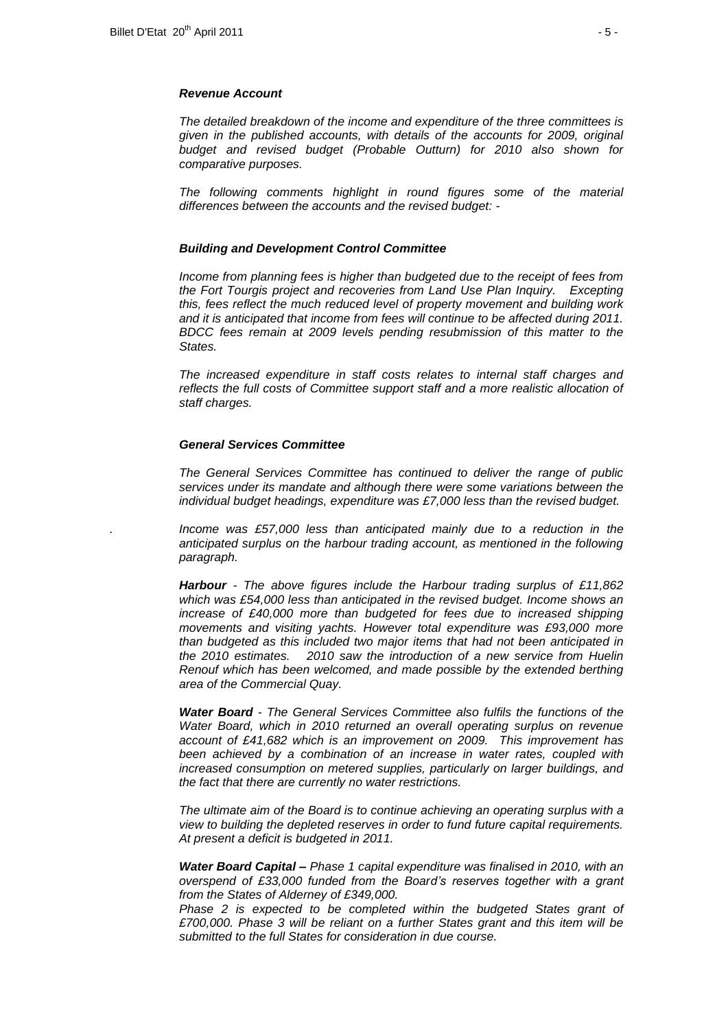### *Revenue Account*

*The detailed breakdown of the income and expenditure of the three committees is given in the published accounts, with details of the accounts for 2009, original budget and revised budget (Probable Outturn) for 2010 also shown for comparative purposes.*

*The following comments highlight in round figures some of the material differences between the accounts and the revised budget: -*

### *Building and Development Control Committee*

*Income from planning fees is higher than budgeted due to the receipt of fees from the Fort Tourgis project and recoveries from Land Use Plan Inquiry. Excepting this, fees reflect the much reduced level of property movement and building work and it is anticipated that income from fees will continue to be affected during 2011. BDCC fees remain at 2009 levels pending resubmission of this matter to the States.*

*The increased expenditure in staff costs relates to internal staff charges and reflects the full costs of Committee support staff and a more realistic allocation of staff charges.*

### *General Services Committee*

*The General Services Committee has continued to deliver the range of public services under its mandate and although there were some variations between the individual budget headings, expenditure was £7,000 less than the revised budget.*

*Income was £57,000 less than anticipated mainly due to a reduction in the anticipated surplus on the harbour trading account, as mentioned in the following paragraph.*

***Harbour*** *- The above figures include the Harbour trading surplus of £11,862 which was £54,000 less than anticipated in the revised budget. Income shows an increase of £40,000 more than budgeted for fees due to increased shipping movements and visiting yachts. However total expenditure was £93,000 more than budgeted as this included two major items that had not been anticipated in the 2010 estimates. 2010 saw the introduction of a new service from Huelin Renouf which has been welcomed, and made possible by the extended berthing area of the Commercial Quay.*

***Water Board*** *- The General Services Committee also fulfils the functions of the Water Board, which in 2010 returned an overall operating surplus on revenue account of £41,682 which is an improvement on 2009. This improvement has been achieved by a combination of an increase in water rates, coupled with increased consumption on metered supplies, particularly on larger buildings, and the fact that there are currently no water restrictions.*

*The ultimate aim of the Board is to continue achieving an operating surplus with a view to building the depleted reserves in order to fund future capital requirements. At present a deficit is budgeted in 2011.*

***Water Board Capital –*** *Phase 1 capital expenditure was finalised in 2010, with an overspend of £33,000 funded from the Board's reserves together with a grant from the States of Alderney of £349,000.*

*Phase 2 is expected to be completed within the budgeted States grant of £700,000. Phase 3 will be reliant on a further States grant and this item will be submitted to the full States for consideration in due course.*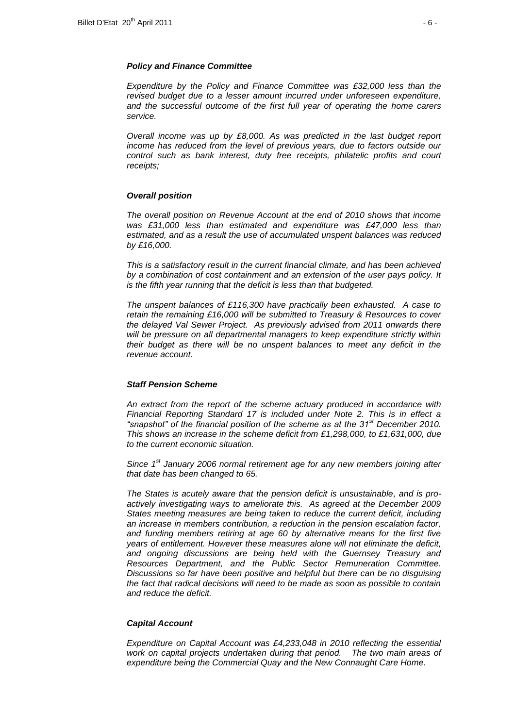### *Policy and Finance Committee*

*Expenditure by the Policy and Finance Committee was £32,000 less than the revised budget due to a lesser amount incurred under unforeseen expenditure, and the successful outcome of the first full year of operating the home carers service.*

*Overall income was up by £8,000. As was predicted in the last budget report income has reduced from the level of previous years, due to factors outside our control such as bank interest, duty free receipts, philatelic profits and court receipts;*

### *Overall position*

*The overall position on Revenue Account at the end of 2010 shows that income was £31,000 less than estimated and expenditure was £47,000 less than estimated, and as a result the use of accumulated unspent balances was reduced by £16,000.*

*This is a satisfactory result in the current financial climate, and has been achieved by a combination of cost containment and an extension of the user pays policy. It is the fifth year running that the deficit is less than that budgeted.*

*The unspent balances of £116,300 have practically been exhausted. A case to retain the remaining £16,000 will be submitted to Treasury & Resources to cover the delayed Val Sewer Project. As previously advised from 2011 onwards there will be pressure on all departmental managers to keep expenditure strictly within their budget as there will be no unspent balances to meet any deficit in the revenue account.*

### *Staff Pension Scheme*

*An extract from the report of the scheme actuary produced in accordance with Financial Reporting Standard 17 is included under Note 2. This is in effect a "snapshot" of the financial position of the scheme as at the 31st December 2010. This shows an increase in the scheme deficit from £1,298,000, to £1,631,000, due to the current economic situation.*

*Since 1st January 2006 normal retirement age for any new members joining after that date has been changed to 65.*

*The States is acutely aware that the pension deficit is unsustainable, and is pro-actively investigating ways to ameliorate this. As agreed at the December 2009 States meeting measures are being taken to reduce the current deficit, including an increase in members contribution, a reduction in the pension escalation factor, and funding members retiring at age 60 by alternative means for the first five years of entitlement. However these measures alone will not eliminate the deficit, and ongoing discussions are being held with the Guernsey Treasury and Resources Department, and the Public Sector Remuneration Committee. Discussions so far have been positive and helpful but there can be no disguising the fact that radical decisions will need to be made as soon as possible to contain and reduce the deficit.*

### *Capital Account*

*Expenditure on Capital Account was £4,233,048 in 2010 reflecting the essential work on capital projects undertaken during that period. The two main areas of expenditure being the Commercial Quay and the New Connaught Care Home.*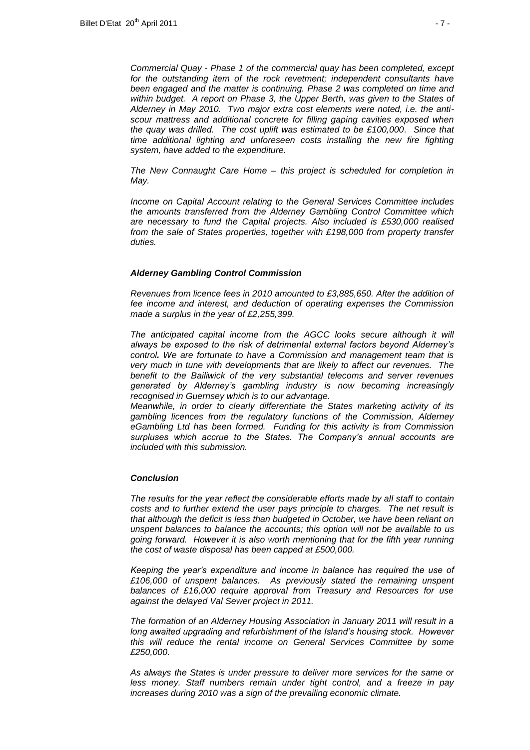*Commercial Quay - Phase 1 of the commercial quay has been completed, except for the outstanding item of the rock revetment; independent consultants have been engaged and the matter is continuing. Phase 2 was completed on time and within budget. A report on Phase 3, the Upper Berth, was given to the States of Alderney in May 2010. Two major extra cost elements were noted, i.e. the anti-scour mattress and additional concrete for filling gaping cavities exposed when the quay was drilled. The cost uplift was estimated to be £100,000. Since that time additional lighting and unforeseen costs installing the new fire fighting system, have added to the expenditure.*

*The New Connaught Care Home – this project is scheduled for completion in May.*

*Income on Capital Account relating to the General Services Committee includes the amounts transferred from the Alderney Gambling Control Committee which are necessary to fund the Capital projects. Also included is £530,000 realised from the sale of States properties, together with £198,000 from property transfer duties.*

### *Alderney Gambling Control Commission*

*Revenues from licence fees in 2010 amounted to £3,885,650. After the addition of fee income and interest, and deduction of operating expenses the Commission made a surplus in the year of £2,255,399.*

*The anticipated capital income from the AGCC looks secure although it will always be exposed to the risk of detrimental external factors beyond Alderney's control. We are fortunate to have a Commission and management team that is very much in tune with developments that are likely to affect our revenues. The benefit to the Bailiwick of the very substantial telecoms and server revenues generated by Alderney's gambling industry is now becoming increasingly recognised in Guernsey which is to our advantage.*
*Meanwhile, in order to clearly differentiate the States marketing activity of its gambling licences from the regulatory functions of the Commission, Alderney eGambling Ltd has been formed. Funding for this activity is from Commission surpluses which accrue to the States. The Company's annual accounts are included with this submission.*

### *Conclusion*

*The results for the year reflect the considerable efforts made by all staff to contain costs and to further extend the user pays principle to charges. The net result is that although the deficit is less than budgeted in October, we have been reliant on unspent balances to balance the accounts; this option will not be available to us going forward. However it is also worth mentioning that for the fifth year running the cost of waste disposal has been capped at £500,000.*

*Keeping the year's expenditure and income in balance has required the use of £106,000 of unspent balances. As previously stated the remaining unspent balances of £16,000 require approval from Treasury and Resources for use against the delayed Val Sewer project in 2011.*

*The formation of an Alderney Housing Association in January 2011 will result in a long awaited upgrading and refurbishment of the Island's housing stock. However this will reduce the rental income on General Services Committee by some £250,000.*

*As always the States is under pressure to deliver more services for the same or less money. Staff numbers remain under tight control, and a freeze in pay increases during 2010 was a sign of the prevailing economic climate.*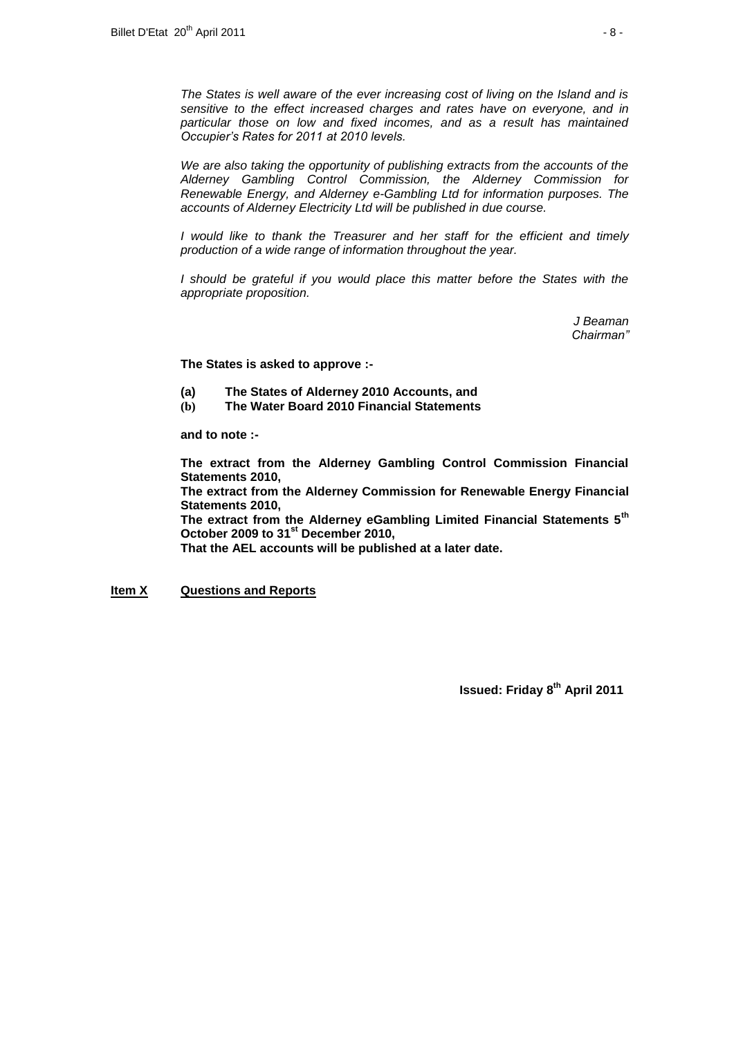*The States is well aware of the ever increasing cost of living on the Island and is sensitive to the effect increased charges and rates have on everyone, and in particular those on low and fixed incomes, and as a result has maintained Occupier's Rates for 2011 at 2010 levels.*

*We are also taking the opportunity of publishing extracts from the accounts of the Alderney Gambling Control Commission, the Alderney Commission for Renewable Energy, and Alderney e-Gambling Ltd for information purposes. The accounts of Alderney Electricity Ltd will be published in due course.*

*I would like to thank the Treasurer and her staff for the efficient and timely production of a wide range of information throughout the year.*

*I should be grateful if you would place this matter before the States with the appropriate proposition.*

*J Beaman*
*Chairman"*

**The States is asked to approve :-**

**(a) The States of Alderney 2010 Accounts, and**
**(b) The Water Board 2010 Financial Statements**

**and to note :-**

**The extract from the Alderney Gambling Control Commission Financial Statements 2010,**
**The extract from the Alderney Commission for Renewable Energy Financial Statements 2010,**
**The extract from the Alderney eGambling Limited Financial Statements 5th October 2009 to 31st December 2010,**
**That the AEL accounts will be published at a later date.**

**Item X Questions and Reports**

**Issued: Friday 8th April 2011**